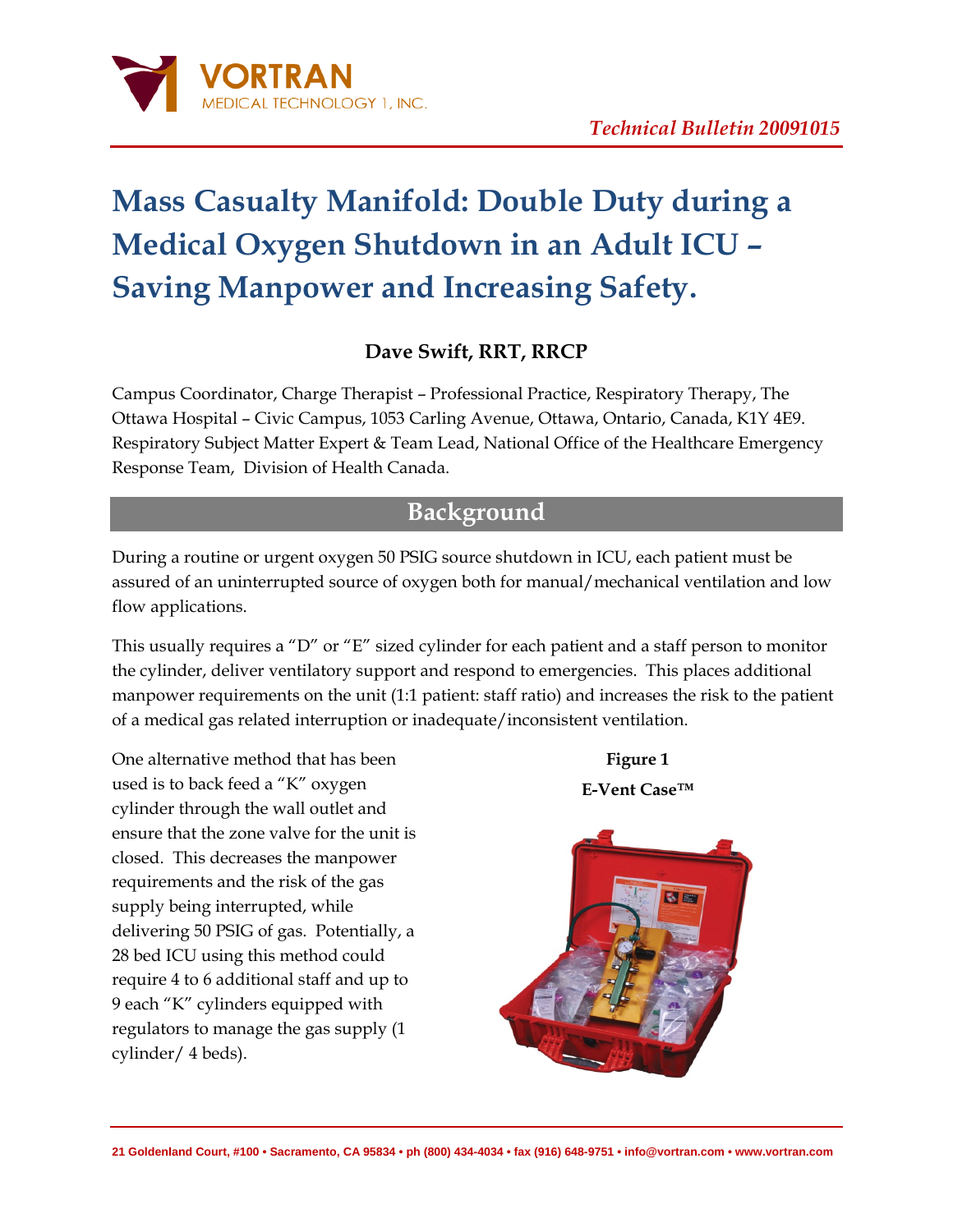*Technical Bulletin 20091015*

# Mass Casualty Manifold: Double Duty during a Medical Oxygen Shutdown in an Adult ICU – Saving Manpower and Increasing Safety.

**Dave Swift, RRT, RRCP**

Campus Coordinator, Charge Therapist – Professional Practice, Respiratory Therapy, The Ottawa Hospital – Civic Campus, 1053 Carling Avenue, Ottawa, Ontario, Canada, K1Y 4E9. Respiratory Subject Matter Expert & Team Lead, National Office of the Healthcare Emergency Response Team, Division of Health Canada.

## Background

During a routine or urgent oxygen 50 PSIG source shutdown in ICU, each patient must be assured of an uninterrupted source of oxygen both for manual/mechanical ventilation and low flow applications.

This usually requires a "D" or "E" sized cylinder for each patient and a staff person to monitor the cylinder, deliver ventilatory support and respond to emergencies. This places additional manpower requirements on the unit (1:1 patient: staff ratio) and increases the risk to the patient of a medical gas related interruption or inadequate/inconsistent ventilation.

One alternative method that has been used is to back feed a "K" oxygen cylinder through the wall outlet and ensure that the zone valve for the unit is closed. This decreases the manpower requirements and the risk of the gas supply being interrupted, while delivering 50 PSIG of gas. Potentially, a 28 bed ICU using this method could require 4 to 6 additional staff and up to 9 each "K" cylinders equipped with regulators to manage the gas supply (1 cylinder/ 4 beds).

**Figure 1**

**E-Vent Case™**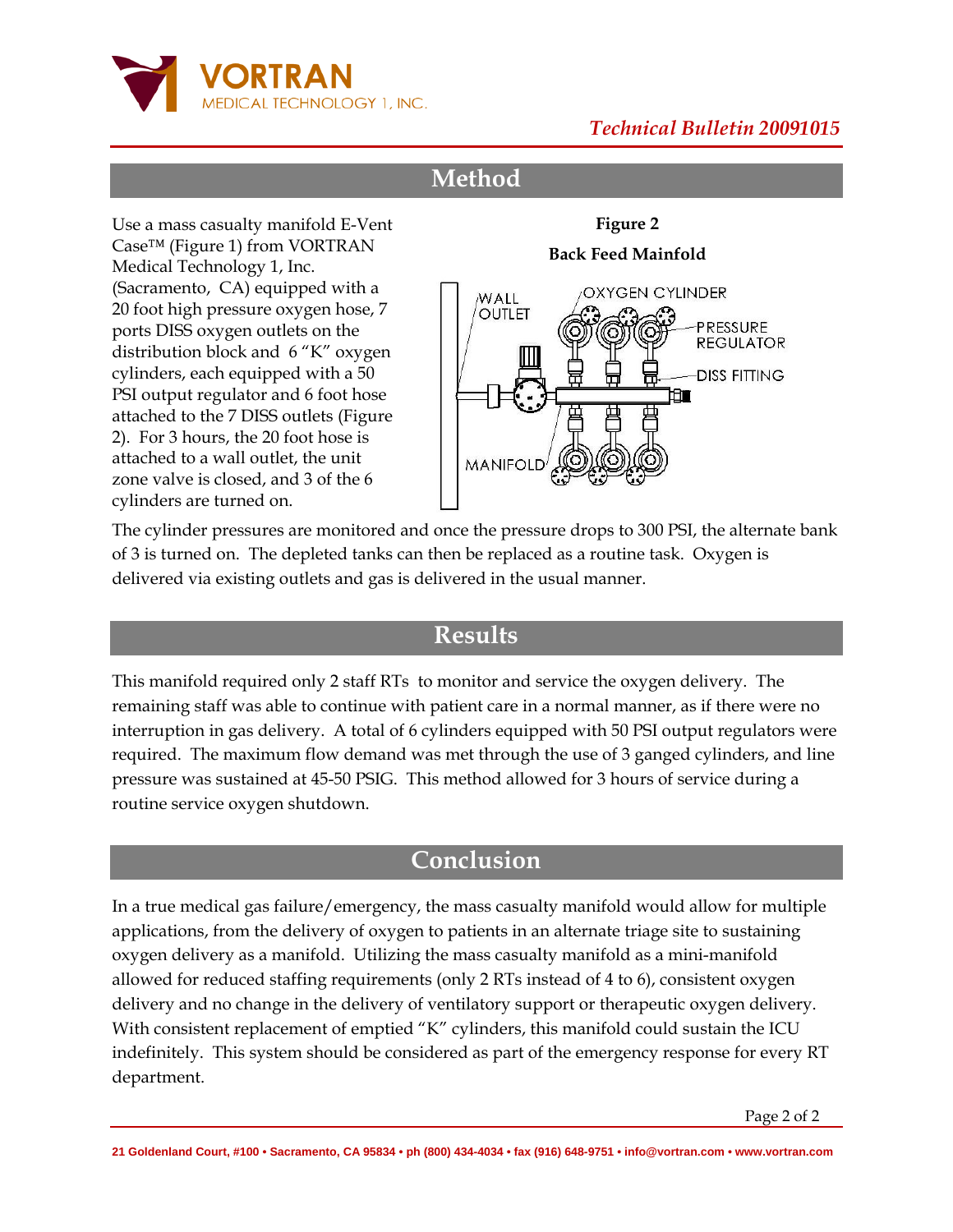## Method

Use a mass casualty manifold E-Vent Case™ (Figure 1) from VORTRAN Medical Technology 1, Inc. (Sacramento, CA) equipped with a 20 foot high pressure oxygen hose, 7 ports DISS oxygen outlets on the distribution block and 6 "K" oxygen cylinders, each equipped with a 50 PSI output regulator and 6 foot hose attached to the 7 DISS outlets (Figure 2). For 3 hours, the 20 foot hose is attached to a wall outlet, the unit zone valve is closed, and 3 of the 6 cylinders are turned on.

**Figure 2**

**Back Feed Mainfold**

WALL OUTLET

OXYGEN CYLINDER

PRESSURE REGULATOR

DISS FITTING

MANIFOLD

The cylinder pressures are monitored and once the pressure drops to 300 PSI, the alternate bank of 3 is turned on. The depleted tanks can then be replaced as a routine task. Oxygen is delivered via existing outlets and gas is delivered in the usual manner.

## Results

This manifold required only 2 staff RTs to monitor and service the oxygen delivery. The remaining staff was able to continue with patient care in a normal manner, as if there were no interruption in gas delivery. A total of 6 cylinders equipped with 50 PSI output regulators were required. The maximum flow demand was met through the use of 3 ganged cylinders, and line pressure was sustained at 45-50 PSIG. This method allowed for 3 hours of service during a routine service oxygen shutdown.

## Conclusion

In a true medical gas failure/emergency, the mass casualty manifold would allow for multiple applications, from the delivery of oxygen to patients in an alternate triage site to sustaining oxygen delivery as a manifold. Utilizing the mass casualty manifold as a mini-manifold allowed for reduced staffing requirements (only 2 RTs instead of 4 to 6), consistent oxygen delivery and no change in the delivery of ventilatory support or therapeutic oxygen delivery. With consistent replacement of emptied "K" cylinders, this manifold could sustain the ICU indefinitely. This system should be considered as part of the emergency response for every RT department.